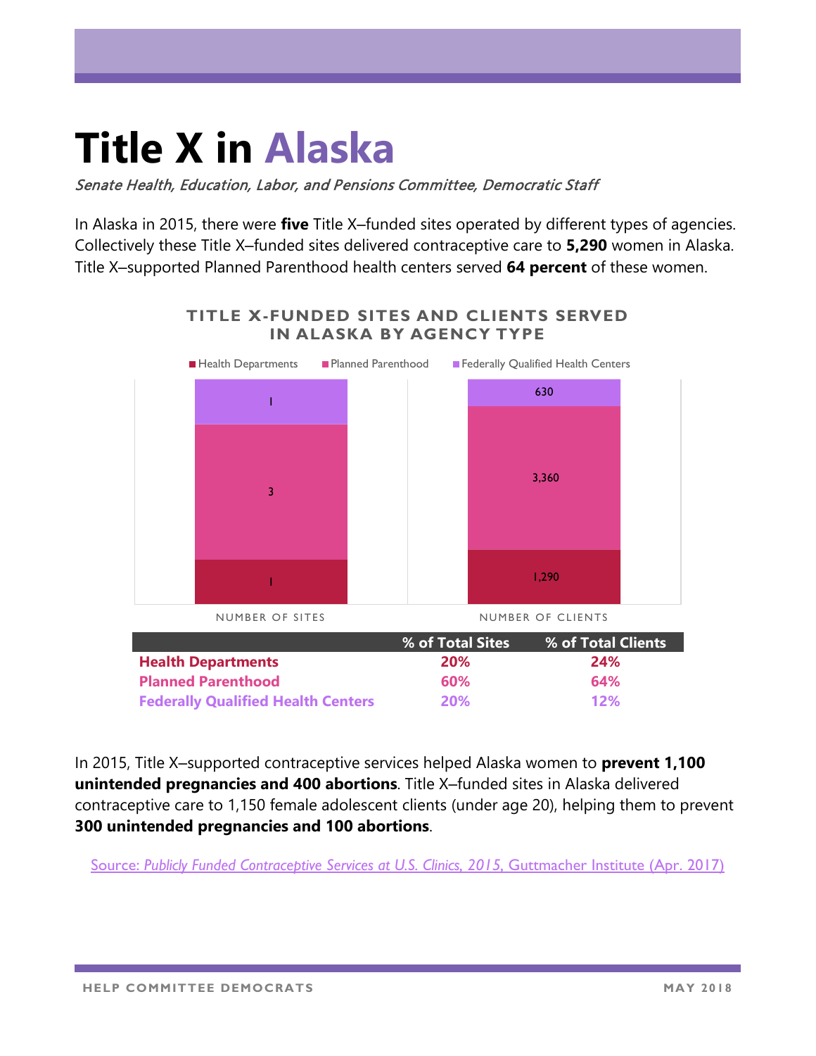# Title X in Alaska

*Senate Health, Education, Labor, and Pensions Committee, Democratic Staff*

In Alaska in 2015, there were **five** Title X–funded sites operated by different types of agencies. Collectively these Title X–funded sites delivered contraceptive care to **5,290** women in Alaska. Title X–supported Planned Parenthood health centers served **64 percent** of these women.

## TITLE X-FUNDED SITES AND CLIENTS SERVED IN ALASKA BY AGENCY TYPE

| | Number of Sites | Number of Clients |
|---|---|---|
| Health Departments | 1 | 1,290 |
| Planned Parenthood | 3 | 3,360 |
| Federally Qualified Health Centers | 1 | 630 |

| | % of Total Sites | % of Total Clients |
|---|---|---|
| **Health Departments** | **20%** | **24%** |
| **Planned Parenthood** | **60%** | **64%** |
| **Federally Qualified Health Centers** | **20%** | **12%** |

In 2015, Title X–supported contraceptive services helped Alaska women to **prevent 1,100 unintended pregnancies and 400 abortions**. Title X–funded sites in Alaska delivered contraceptive care to 1,150 female adolescent clients (under age 20), helping them to prevent **300 unintended pregnancies and 100 abortions**.

Source: *Publicly Funded Contraceptive Services at U.S. Clinics, 2015*, Guttmacher Institute (Apr. 2017)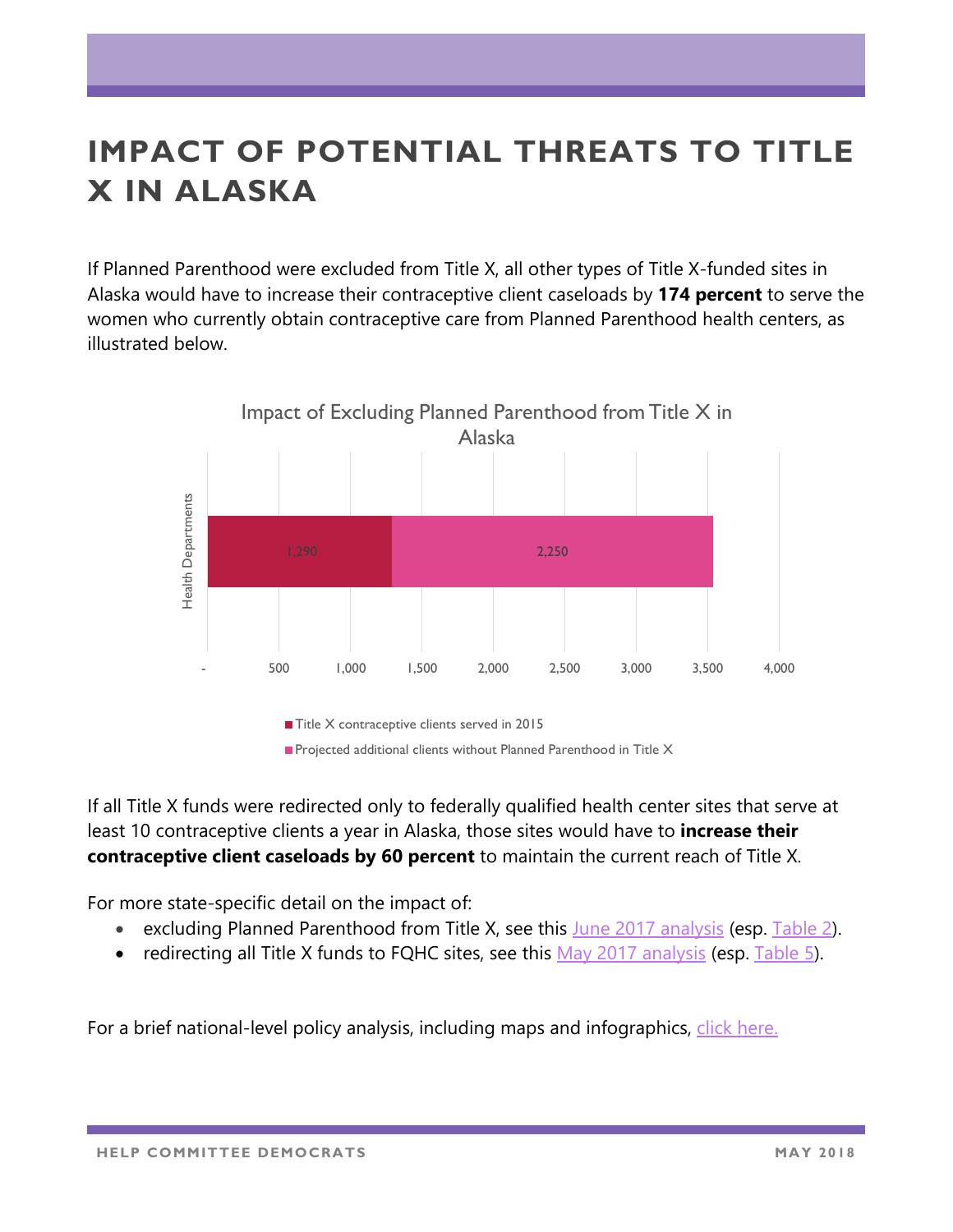# IMPACT OF POTENTIAL THREATS TO TITLE X IN ALASKA

If Planned Parenthood were excluded from Title X, all other types of Title X-funded sites in Alaska would have to increase their contraceptive client caseloads by **174 percent** to serve the women who currently obtain contraceptive care from Planned Parenthood health centers, as illustrated below.

Impact of Excluding Planned Parenthood from Title X in Alaska

Health Departments

1,290

2,250

- 500 1,000 1,500 2,000 2,500 3,000 3,500 4,000

Title X contraceptive clients served in 2015

Projected additional clients without Planned Parenthood in Title X

If all Title X funds were redirected only to federally qualified health center sites that serve at least 10 contraceptive clients a year in Alaska, those sites would have to **increase their contraceptive client caseloads by 60 percent** to maintain the current reach of Title X.

For more state-specific detail on the impact of:

- excluding Planned Parenthood from Title X, see this June 2017 analysis (esp. Table 2).
- redirecting all Title X funds to FQHC sites, see this May 2017 analysis (esp. Table 5).

For a brief national-level policy analysis, including maps and infographics, click here.